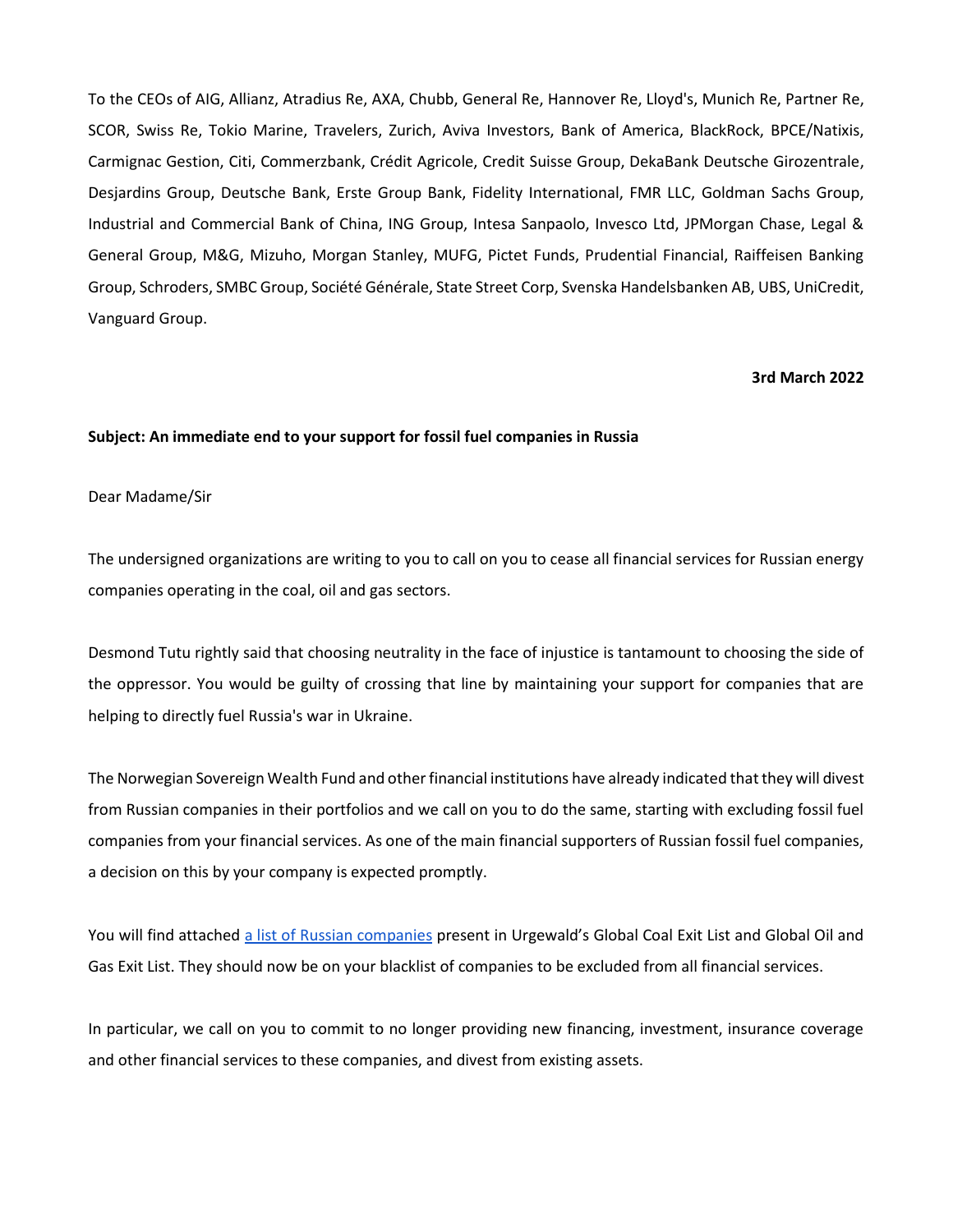To the CEOs of AIG, Allianz, Atradius Re, AXA, Chubb, General Re, Hannover Re, Lloyd's, Munich Re, Partner Re, SCOR, Swiss Re, Tokio Marine, Travelers, Zurich, Aviva Investors, Bank of America, BlackRock, BPCE/Natixis, Carmignac Gestion, Citi, Commerzbank, Crédit Agricole, Credit Suisse Group, DekaBank Deutsche Girozentrale, Desjardins Group, Deutsche Bank, Erste Group Bank, Fidelity International, FMR LLC, Goldman Sachs Group, Industrial and Commercial Bank of China, ING Group, Intesa Sanpaolo, Invesco Ltd, JPMorgan Chase, Legal & General Group, M&G, Mizuho, Morgan Stanley, MUFG, Pictet Funds, Prudential Financial, Raiffeisen Banking Group, Schroders, SMBC Group, Société Générale, State Street Corp, Svenska Handelsbanken AB, UBS, UniCredit, Vanguard Group.

**3rd March 2022**

**Subject: An immediate end to your support for fossil fuel companies in Russia**

Dear Madame/Sir

The undersigned organizations are writing to you to call on you to cease all financial services for Russian energy companies operating in the coal, oil and gas sectors.

Desmond Tutu rightly said that choosing neutrality in the face of injustice is tantamount to choosing the side of the oppressor. You would be guilty of crossing that line by maintaining your support for companies that are helping to directly fuel Russia's war in Ukraine.

The Norwegian Sovereign Wealth Fund and other financial institutions have already indicated that they will divest from Russian companies in their portfolios and we call on you to do the same, starting with excluding fossil fuel companies from your financial services. As one of the main financial supporters of Russian fossil fuel companies, a decision on this by your company is expected promptly.

You will find attached a list of Russian companies present in Urgewald's Global Coal Exit List and Global Oil and Gas Exit List. They should now be on your blacklist of companies to be excluded from all financial services.

In particular, we call on you to commit to no longer providing new financing, investment, insurance coverage and other financial services to these companies, and divest from existing assets.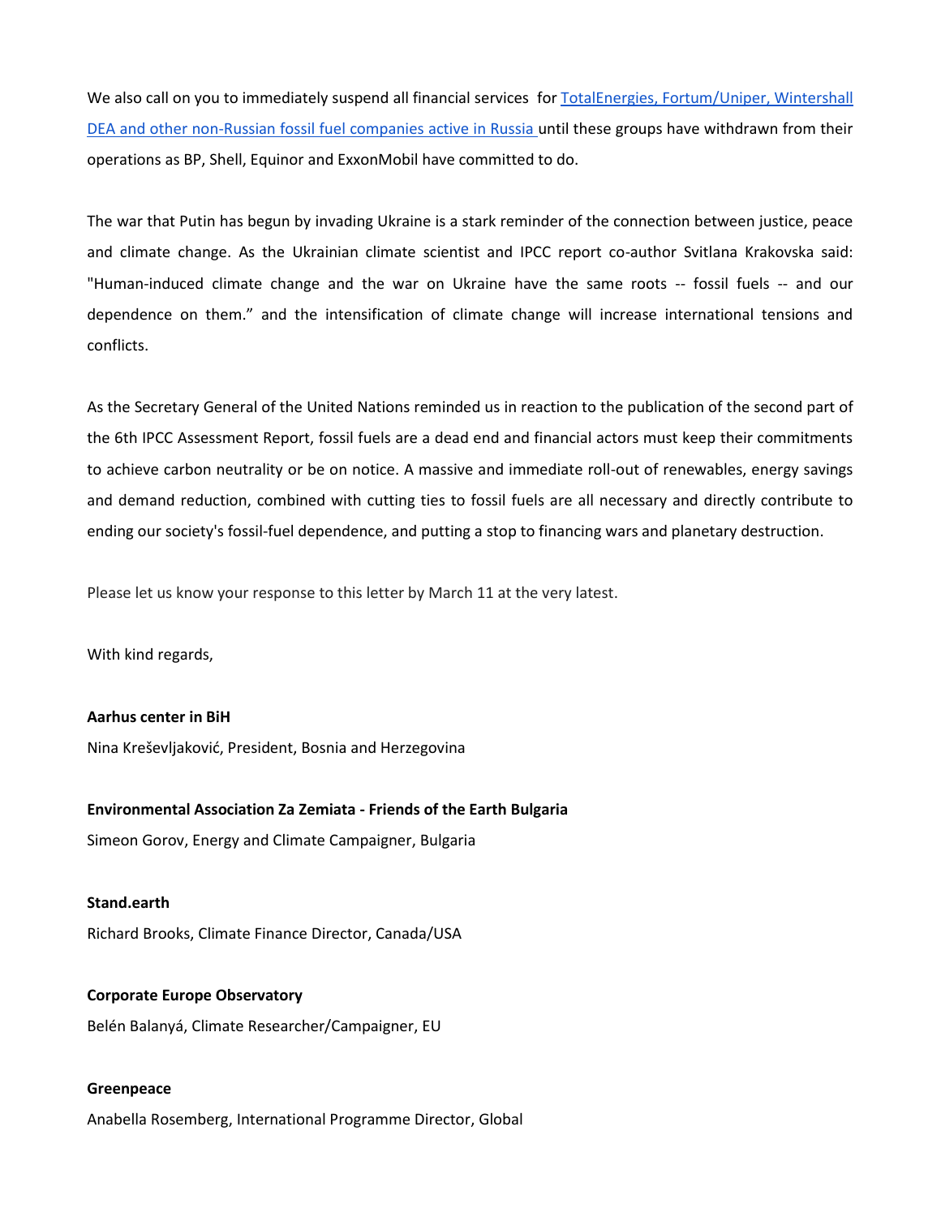We also call on you to immediately suspend all financial services for [TotalEnergies, Fortum/Uniper, Wintershall DEA and other non-Russian fossil fuel companies active in Russia](#) until these groups have withdrawn from their operations as BP, Shell, Equinor and ExxonMobil have committed to do.

The war that Putin has begun by invading Ukraine is a stark reminder of the connection between justice, peace and climate change. As the Ukrainian climate scientist and IPCC report co-author Svitlana Krakovska said: "Human-induced climate change and the war on Ukraine have the same roots -- fossil fuels -- and our dependence on them." and the intensification of climate change will increase international tensions and conflicts.

As the Secretary General of the United Nations reminded us in reaction to the publication of the second part of the 6th IPCC Assessment Report, fossil fuels are a dead end and financial actors must keep their commitments to achieve carbon neutrality or be on notice. A massive and immediate roll-out of renewables, energy savings and demand reduction, combined with cutting ties to fossil fuels are all necessary and directly contribute to ending our society's fossil-fuel dependence, and putting a stop to financing wars and planetary destruction.

Please let us know your response to this letter by March 11 at the very latest.

With kind regards,

**Aarhus center in BiH**
Nina Kreševljaković, President, Bosnia and Herzegovina

**Environmental Association Za Zemiata - Friends of the Earth Bulgaria**
Simeon Gorov, Energy and Climate Campaigner, Bulgaria

**Stand.earth**
Richard Brooks, Climate Finance Director, Canada/USA

**Corporate Europe Observatory**
Belén Balanyá, Climate Researcher/Campaigner, EU

**Greenpeace**
Anabella Rosemberg, International Programme Director, Global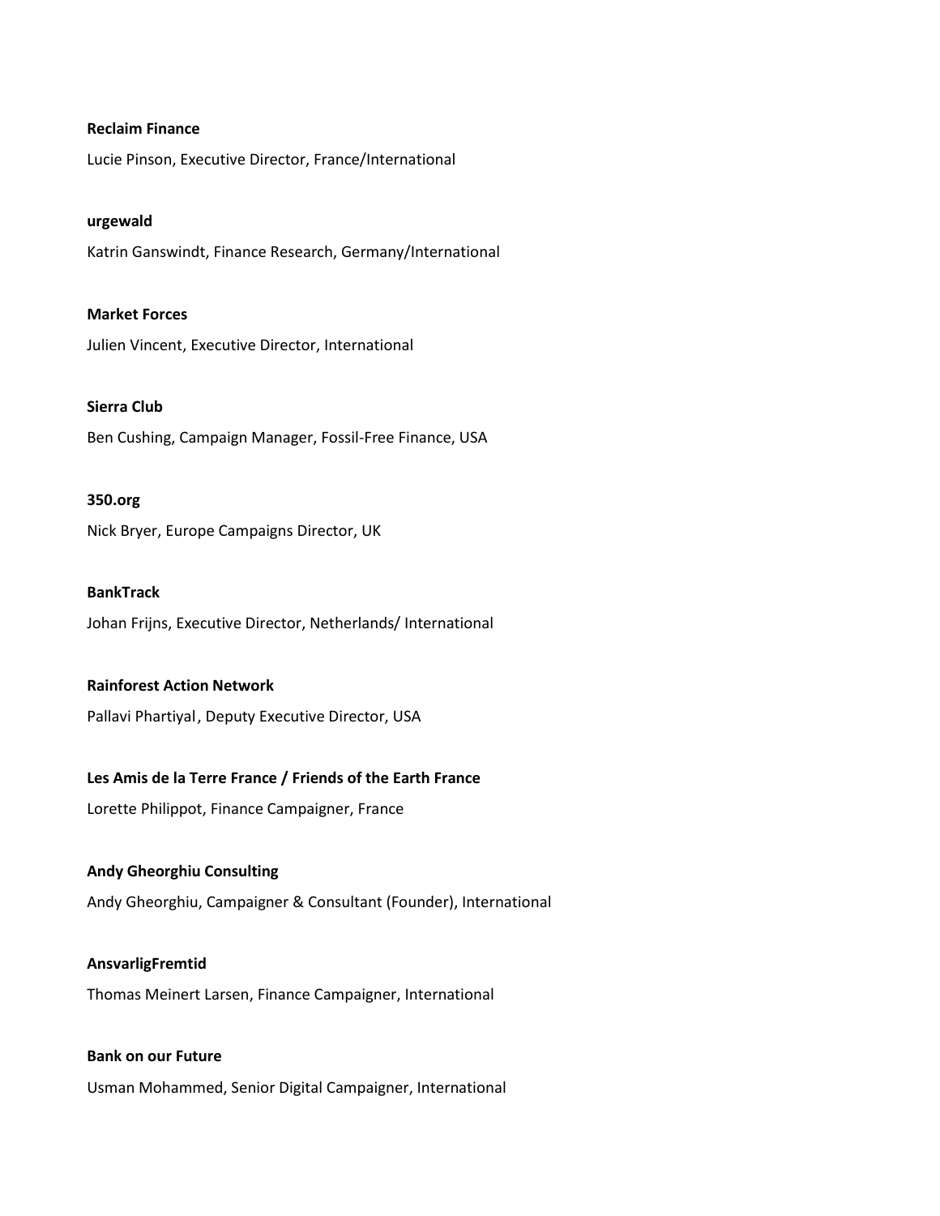**Reclaim Finance**

Lucie Pinson, Executive Director, France/International

**urgewald**

Katrin Ganswindt, Finance Research, Germany/International

**Market Forces**

Julien Vincent, Executive Director, International

**Sierra Club**

Ben Cushing, Campaign Manager, Fossil-Free Finance, USA

**350.org**

Nick Bryer, Europe Campaigns Director, UK

**BankTrack**

Johan Frijns, Executive Director, Netherlands/ International

**Rainforest Action Network**

Pallavi Phartiyal, Deputy Executive Director, USA

**Les Amis de la Terre France / Friends of the Earth France**

Lorette Philippot, Finance Campaigner, France

**Andy Gheorghiu Consulting**

Andy Gheorghiu, Campaigner & Consultant (Founder), International

**AnsvarligFremtid**

Thomas Meinert Larsen, Finance Campaigner, International

**Bank on our Future**

Usman Mohammed, Senior Digital Campaigner, International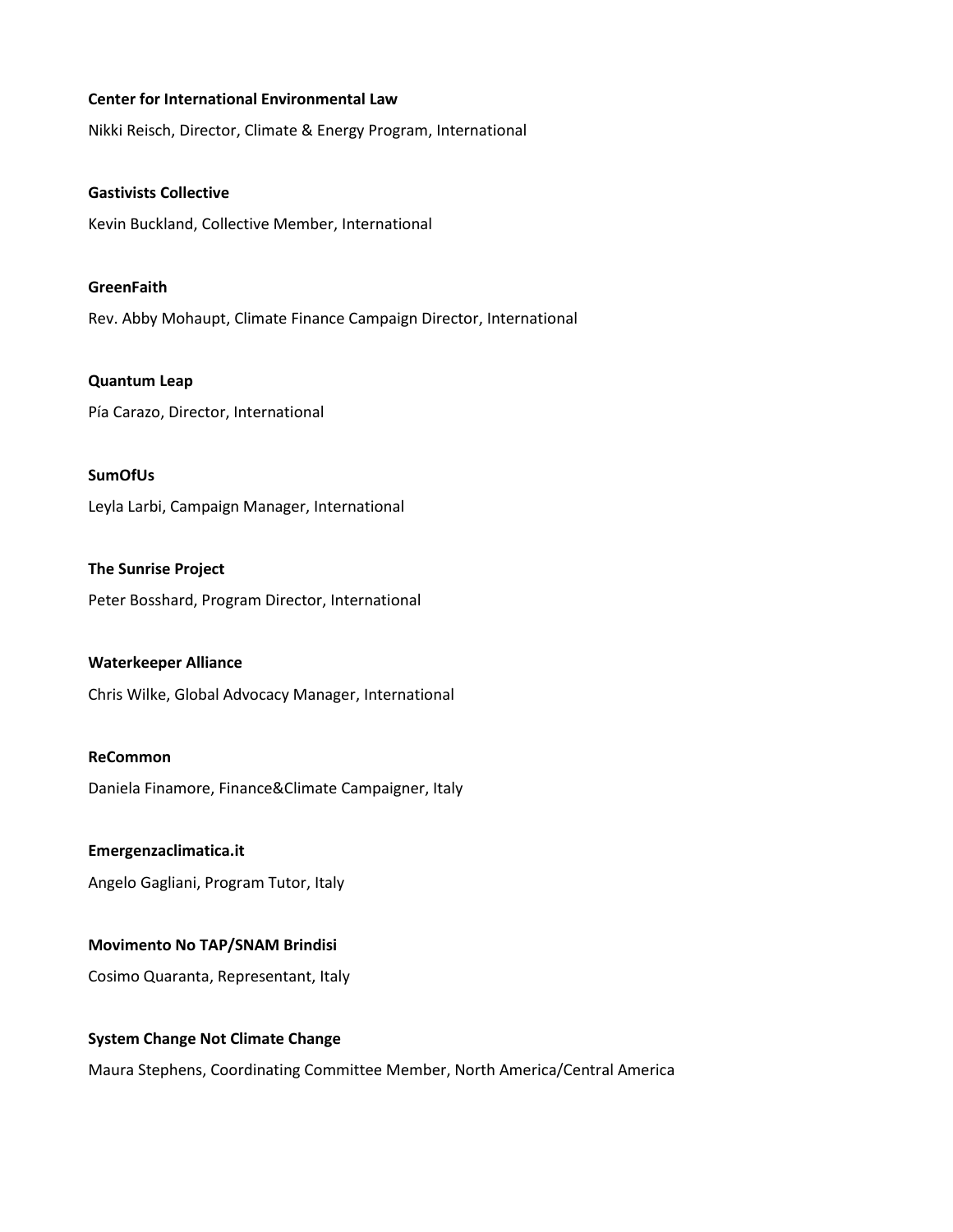**Center for International Environmental Law**

Nikki Reisch, Director, Climate & Energy Program, International

**Gastivists Collective**

Kevin Buckland, Collective Member, International

**GreenFaith**

Rev. Abby Mohaupt, Climate Finance Campaign Director, International

**Quantum Leap**

Pía Carazo, Director, International

**SumOfUs**

Leyla Larbi, Campaign Manager, International

**The Sunrise Project**

Peter Bosshard, Program Director, International

**Waterkeeper Alliance**

Chris Wilke, Global Advocacy Manager, International

**ReCommon**

Daniela Finamore, Finance&Climate Campaigner, Italy

**Emergenzaclimatica.it**

Angelo Gagliani, Program Tutor, Italy

**Movimento No TAP/SNAM Brindisi**

Cosimo Quaranta, Representant, Italy

**System Change Not Climate Change**

Maura Stephens, Coordinating Committee Member, North America/Central America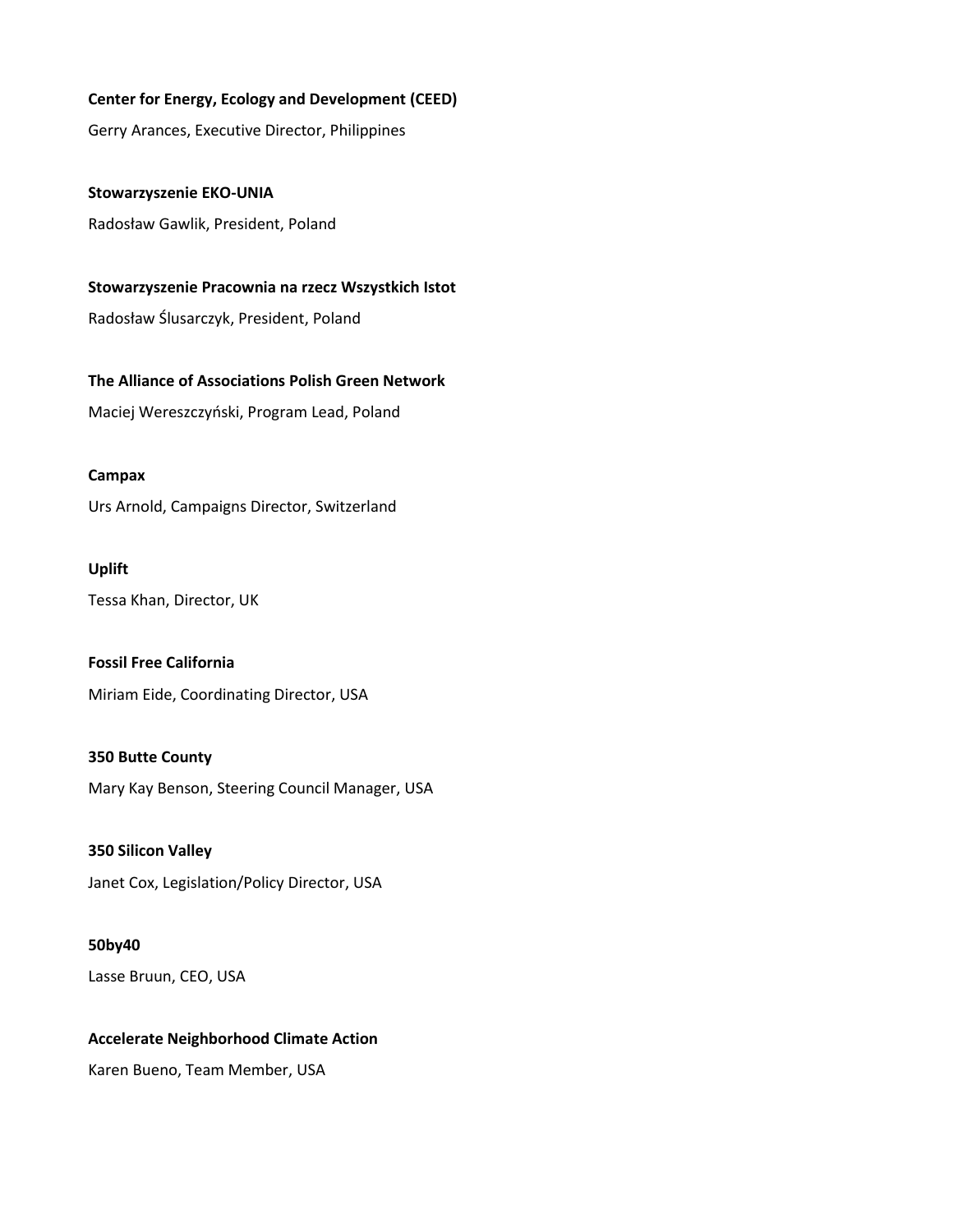**Center for Energy, Ecology and Development (CEED)**

Gerry Arances, Executive Director, Philippines

**Stowarzyszenie EKO-UNIA**

Radosław Gawlik, President, Poland

**Stowarzyszenie Pracownia na rzecz Wszystkich Istot**

Radosław Ślusarczyk, President, Poland

**The Alliance of Associations Polish Green Network**

Maciej Wereszczyński, Program Lead, Poland

**Campax**

Urs Arnold, Campaigns Director, Switzerland

**Uplift**

Tessa Khan, Director, UK

**Fossil Free California**

Miriam Eide, Coordinating Director, USA

**350 Butte County**

Mary Kay Benson, Steering Council Manager, USA

**350 Silicon Valley**

Janet Cox, Legislation/Policy Director, USA

**50by40**

Lasse Bruun, CEO, USA

**Accelerate Neighborhood Climate Action**

Karen Bueno, Team Member, USA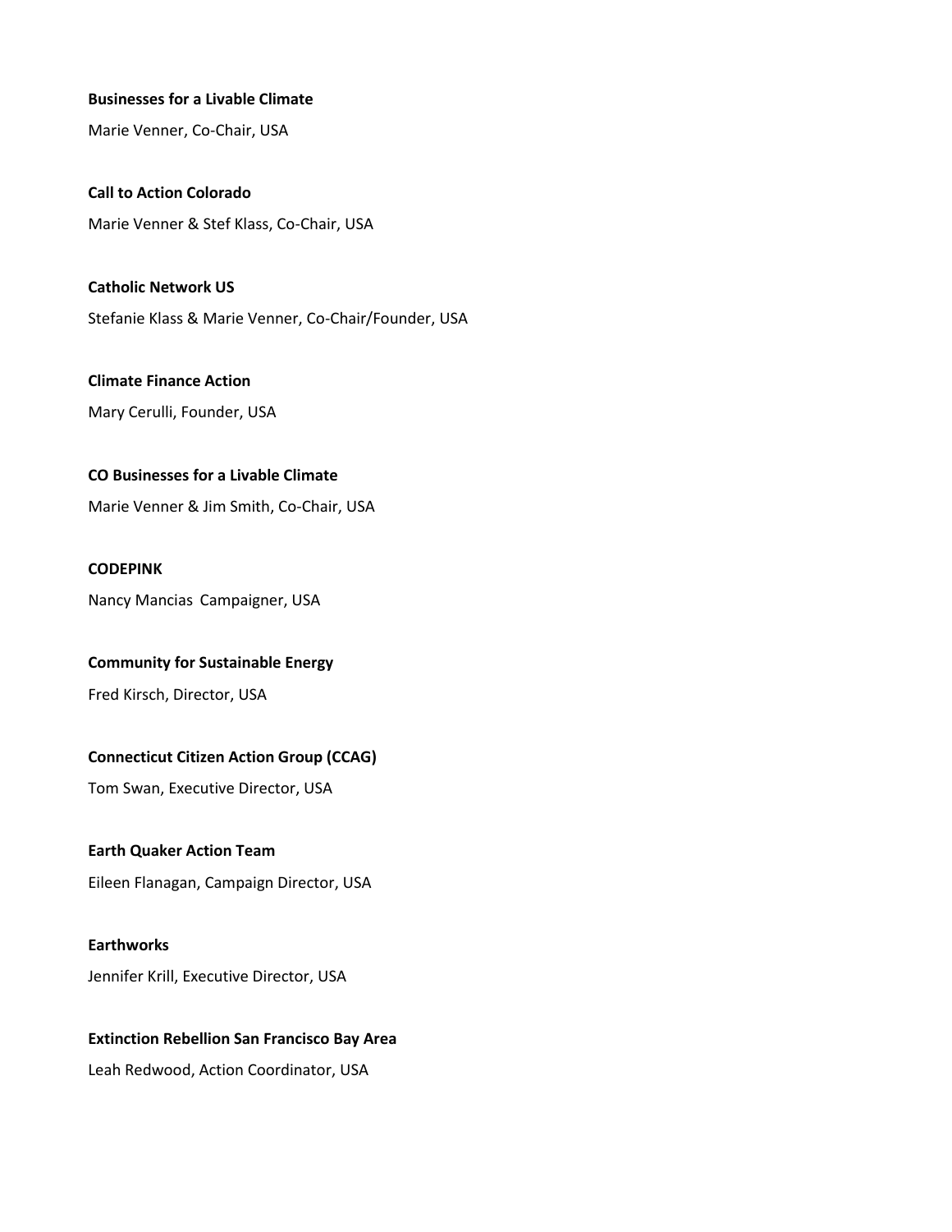**Businesses for a Livable Climate**

Marie Venner, Co-Chair, USA

**Call to Action Colorado**

Marie Venner & Stef Klass, Co-Chair, USA

**Catholic Network US**

Stefanie Klass & Marie Venner, Co-Chair/Founder, USA

**Climate Finance Action**

Mary Cerulli, Founder, USA

**CO Businesses for a Livable Climate**

Marie Venner & Jim Smith, Co-Chair, USA

**CODEPINK**

Nancy Mancias  Campaigner, USA

**Community for Sustainable Energy**

Fred Kirsch, Director, USA

**Connecticut Citizen Action Group (CCAG)**

Tom Swan, Executive Director, USA

**Earth Quaker Action Team**

Eileen Flanagan, Campaign Director, USA

**Earthworks**

Jennifer Krill, Executive Director, USA

**Extinction Rebellion San Francisco Bay Area**

Leah Redwood, Action Coordinator, USA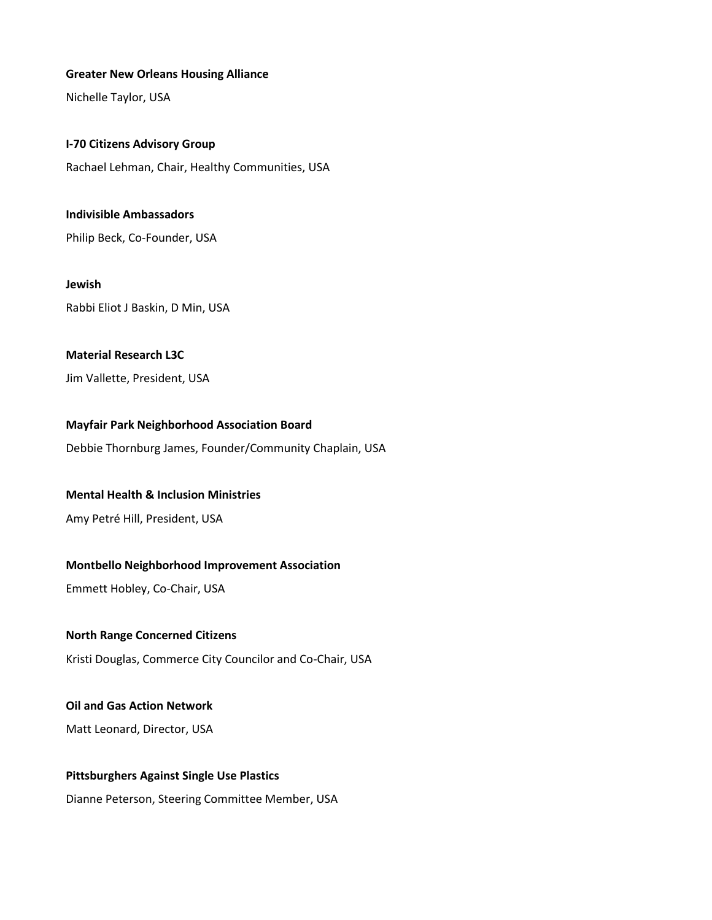**Greater New Orleans Housing Alliance**

Nichelle Taylor, USA

**I-70 Citizens Advisory Group**

Rachael Lehman, Chair, Healthy Communities, USA

**Indivisible Ambassadors**

Philip Beck, Co-Founder, USA

**Jewish**

Rabbi Eliot J Baskin, D Min, USA

**Material Research L3C**

Jim Vallette, President, USA

**Mayfair Park Neighborhood Association Board**

Debbie Thornburg James, Founder/Community Chaplain, USA

**Mental Health & Inclusion Ministries**

Amy Petré Hill, President, USA

**Montbello Neighborhood Improvement Association**

Emmett Hobley, Co-Chair, USA

**North Range Concerned Citizens**

Kristi Douglas, Commerce City Councilor and Co-Chair, USA

**Oil and Gas Action Network**

Matt Leonard, Director, USA

**Pittsburghers Against Single Use Plastics**

Dianne Peterson, Steering Committee Member, USA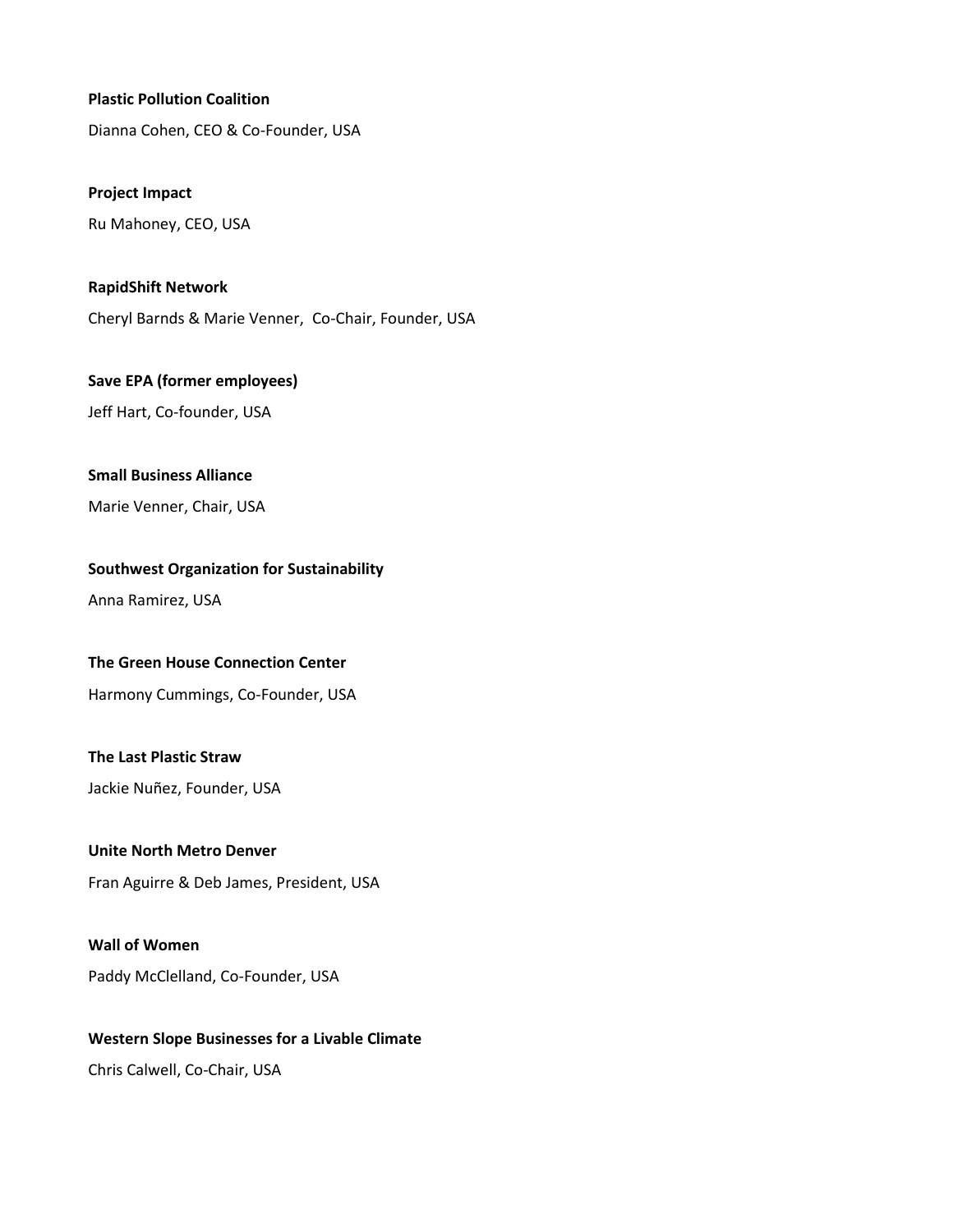**Plastic Pollution Coalition**

Dianna Cohen, CEO & Co-Founder, USA

**Project Impact**

Ru Mahoney, CEO, USA

**RapidShift Network**

Cheryl Barnds & Marie Venner,  Co-Chair, Founder, USA

**Save EPA (former employees)**

Jeff Hart, Co-founder, USA

**Small Business Alliance**

Marie Venner, Chair, USA

**Southwest Organization for Sustainability**

Anna Ramirez, USA

**The Green House Connection Center**

Harmony Cummings, Co-Founder, USA

**The Last Plastic Straw**

Jackie Nuñez, Founder, USA

**Unite North Metro Denver**

Fran Aguirre & Deb James, President, USA

**Wall of Women**

Paddy McClelland, Co-Founder, USA

**Western Slope Businesses for a Livable Climate**

Chris Calwell, Co-Chair, USA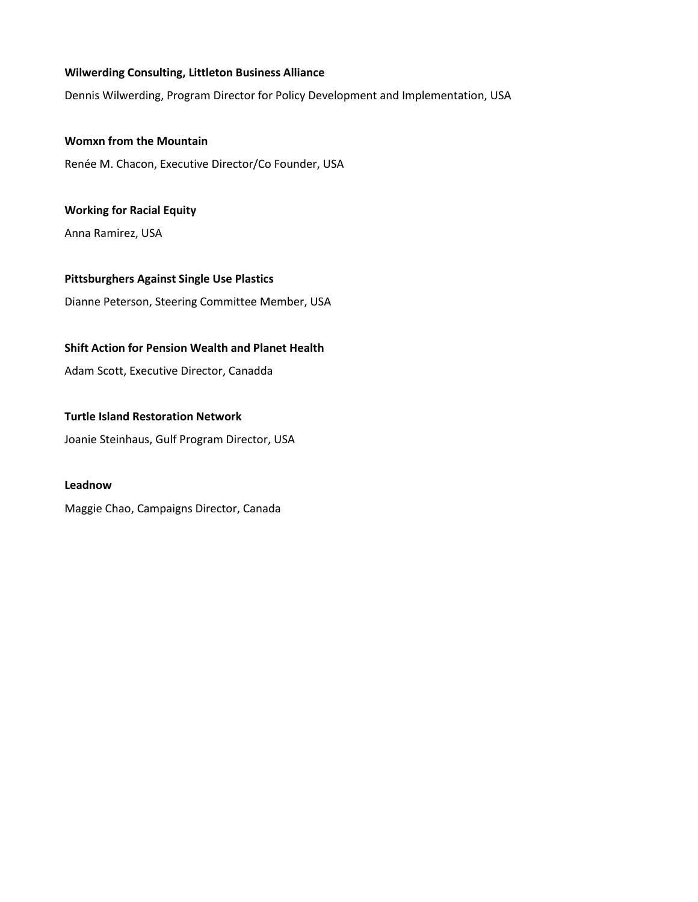**Wilwerding Consulting, Littleton Business Alliance**

Dennis Wilwerding, Program Director for Policy Development and Implementation, USA

**Womxn from the Mountain**

Renée M. Chacon, Executive Director/Co Founder, USA

**Working for Racial Equity**

Anna Ramirez, USA

**Pittsburghers Against Single Use Plastics**

Dianne Peterson, Steering Committee Member, USA

**Shift Action for Pension Wealth and Planet Health**

Adam Scott, Executive Director, Canadda

**Turtle Island Restoration Network**

Joanie Steinhaus, Gulf Program Director, USA

**Leadnow**

Maggie Chao, Campaigns Director, Canada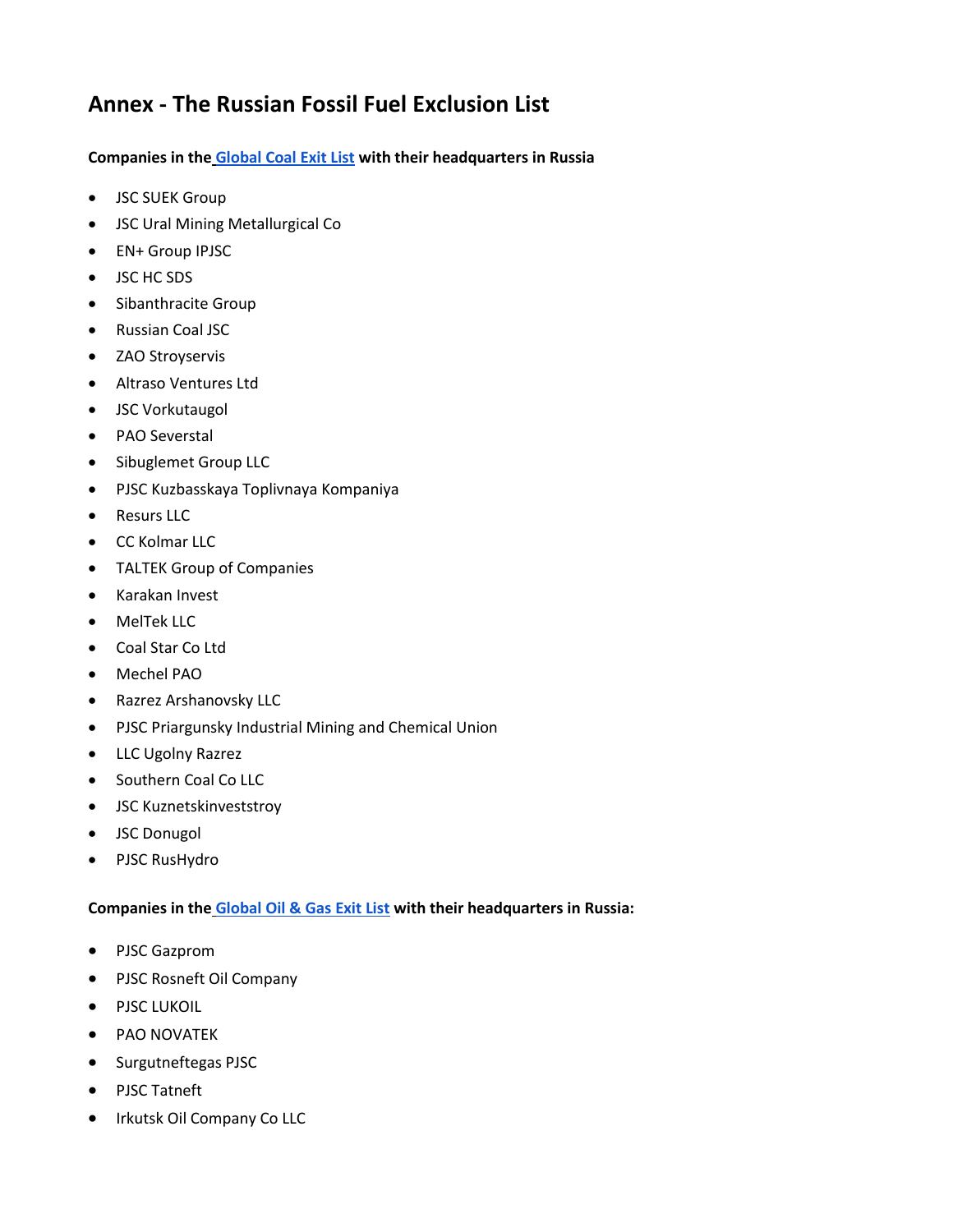# Annex - The Russian Fossil Fuel Exclusion List

**Companies in the Global Coal Exit List with their headquarters in Russia**

- JSC SUEK Group
- JSC Ural Mining Metallurgical Co
- EN+ Group IPJSC
- JSC HC SDS
- Sibanthracite Group
- Russian Coal JSC
- ZAO Stroyservis
- Altraso Ventures Ltd
- JSC Vorkutaugol
- PAO Severstal
- Sibuglemet Group LLC
- PJSC Kuzbasskaya Toplivnaya Kompaniya
- Resurs LLC
- CC Kolmar LLC
- TALTEK Group of Companies
- Karakan Invest
- MelTek LLC
- Coal Star Co Ltd
- Mechel PAO
- Razrez Arshanovsky LLC
- PJSC Priargunsky Industrial Mining and Chemical Union
- LLC Ugolny Razrez
- Southern Coal Co LLC
- JSC Kuznetskinveststroy
- JSC Donugol
- PJSC RusHydro

**Companies in the Global Oil & Gas Exit List with their headquarters in Russia:**

- PJSC Gazprom
- PJSC Rosneft Oil Company
- PJSC LUKOIL
- PAO NOVATEK
- Surgutneftegas PJSC
- PJSC Tatneft
- Irkutsk Oil Company Co LLC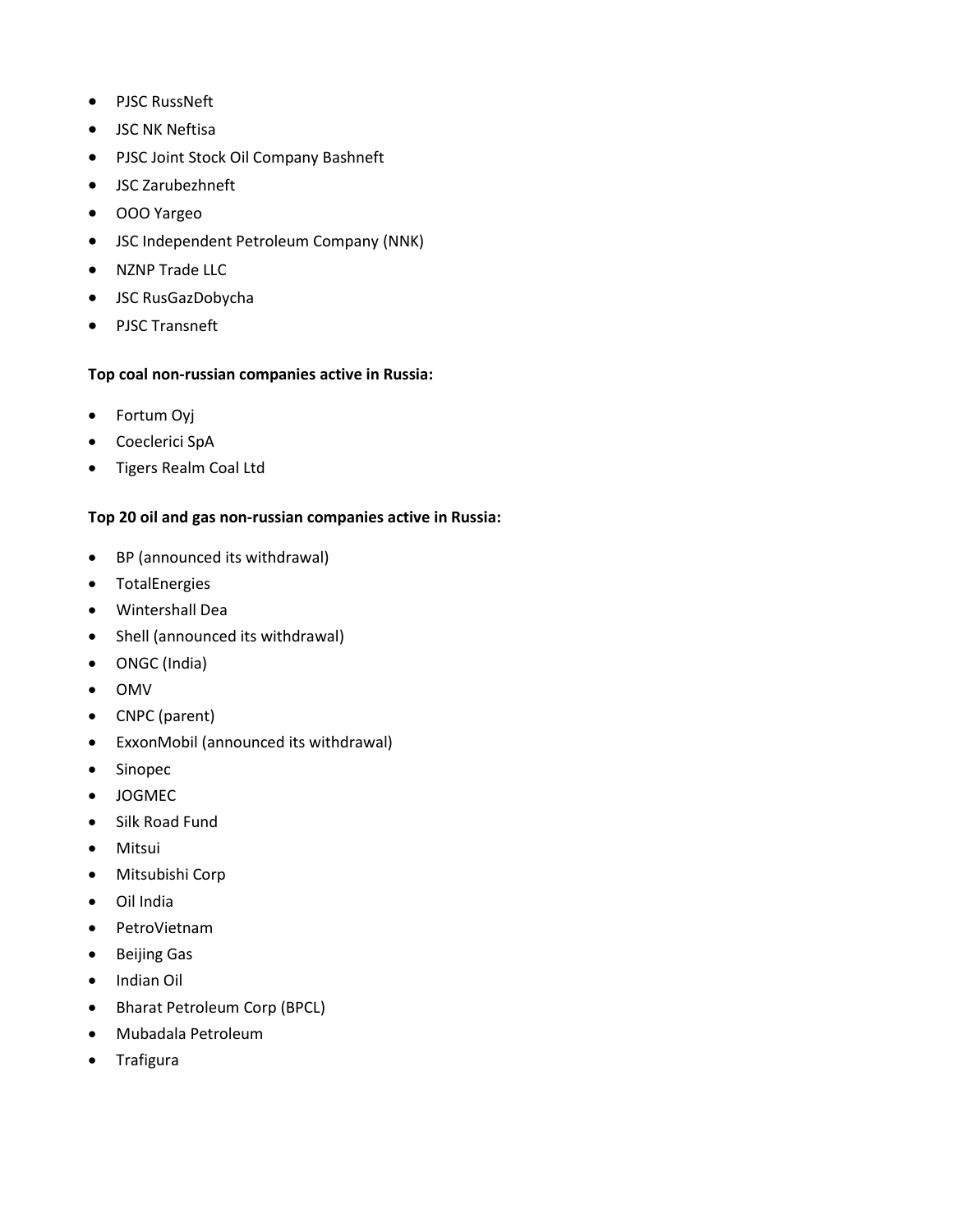- PJSC RussNeft
- JSC NK Neftisa
- PJSC Joint Stock Oil Company Bashneft
- JSC Zarubezhneft
- OOO Yargeo
- JSC Independent Petroleum Company (NNK)
- NZNP Trade LLC
- JSC RusGazDobycha
- PJSC Transneft

**Top coal non-russian companies active in Russia:**

- Fortum Oyj
- Coeclerici SpA
- Tigers Realm Coal Ltd

**Top 20 oil and gas non-russian companies active in Russia:**

- BP (announced its withdrawal)
- TotalEnergies
- Wintershall Dea
- Shell (announced its withdrawal)
- ONGC (India)
- OMV
- CNPC (parent)
- ExxonMobil (announced its withdrawal)
- Sinopec
- JOGMEC
- Silk Road Fund
- Mitsui
- Mitsubishi Corp
- Oil India
- PetroVietnam
- Beijing Gas
- Indian Oil
- Bharat Petroleum Corp (BPCL)
- Mubadala Petroleum
- Trafigura